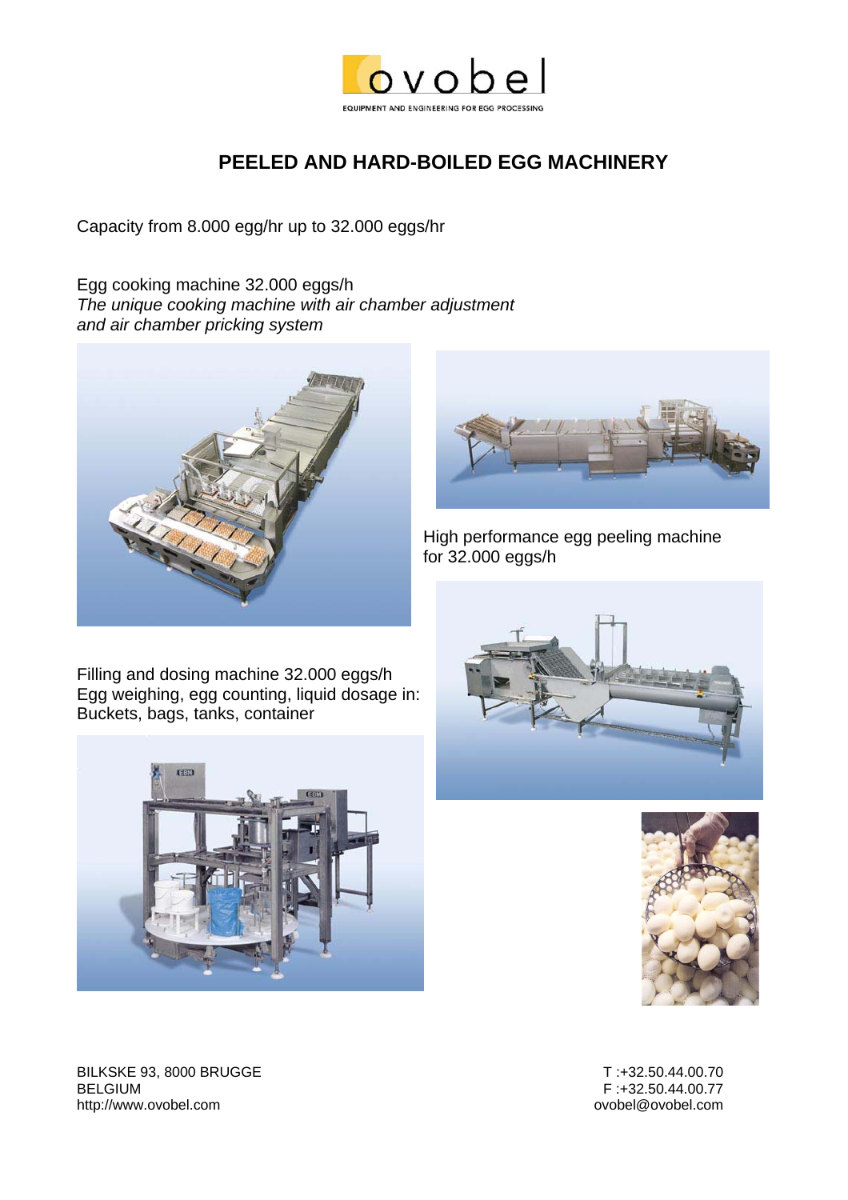ovobel

EQUIPMENT AND ENGINEERING FOR EGG PROCESSING

# PEELED AND HARD-BOILED EGG MACHINERY

Capacity from 8.000 egg/hr up to 32.000 eggs/hr

Egg cooking machine 32.000 eggs/h
*The unique cooking machine with air chamber adjustment and air chamber pricking system*

High performance egg peeling machine for 32.000 eggs/h

Filling and dosing machine 32.000 eggs/h
Egg weighing, egg counting, liquid dosage in:
Buckets, bags, tanks, container

BILKSKE 93, 8000 BRUGGE
BELGIUM
http://www.ovobel.com

T :+32.50.44.00.70
F :+32.50.44.00.77
ovobel@ovobel.com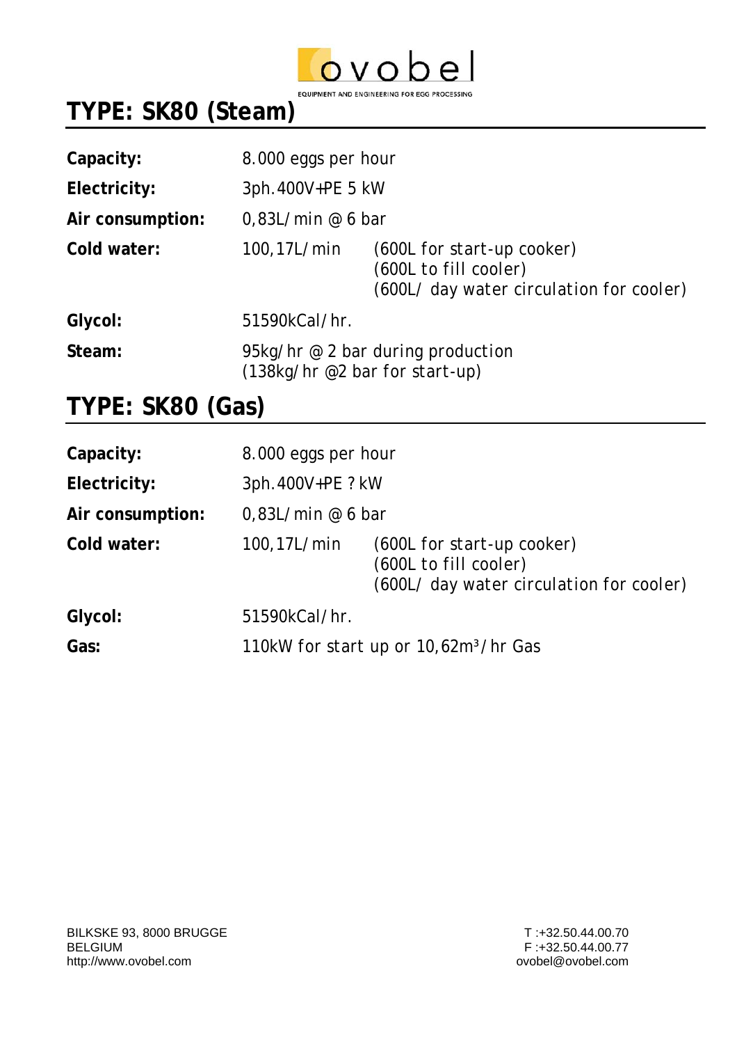ovobel

EQUIPMENT AND ENGINEERING FOR EGG PROCESSING

## TYPE: SK80 (Steam)

| | | |
|---|---|---|
| **Capacity:** | 8.000 eggs per hour | |
| **Electricity:** | 3ph.400V+PE 5 kW | |
| **Air consumption:** | 0,83L/min @ 6 bar | |
| **Cold water:** | 100,17L/min | (600L for start-up cooker)<br>(600L to fill cooler)<br>(600L/ day water circulation for cooler) |
| **Glycol:** | 51590kCal/hr. | |
| **Steam:** | 95kg/hr @ 2 bar during production<br>(138kg/hr @2 bar for start-up) | |

## TYPE: SK80 (Gas)

| | | |
|---|---|---|
| **Capacity:** | 8.000 eggs per hour | |
| **Electricity:** | 3ph.400V+PE ? kW | |
| **Air consumption:** | 0,83L/min @ 6 bar | |
| **Cold water:** | 100,17L/min | (600L for start-up cooker)<br>(600L to fill cooler)<br>(600L/ day water circulation for cooler) |
| **Glycol:** | 51590kCal/hr. | |
| **Gas:** | 110kW for start up or 10,62m³/hr Gas | |

BILKSKE 93, 8000 BRUGGE
BELGIUM
http://www.ovobel.com

T :+32.50.44.00.70
F :+32.50.44.00.77
ovobel@ovobel.com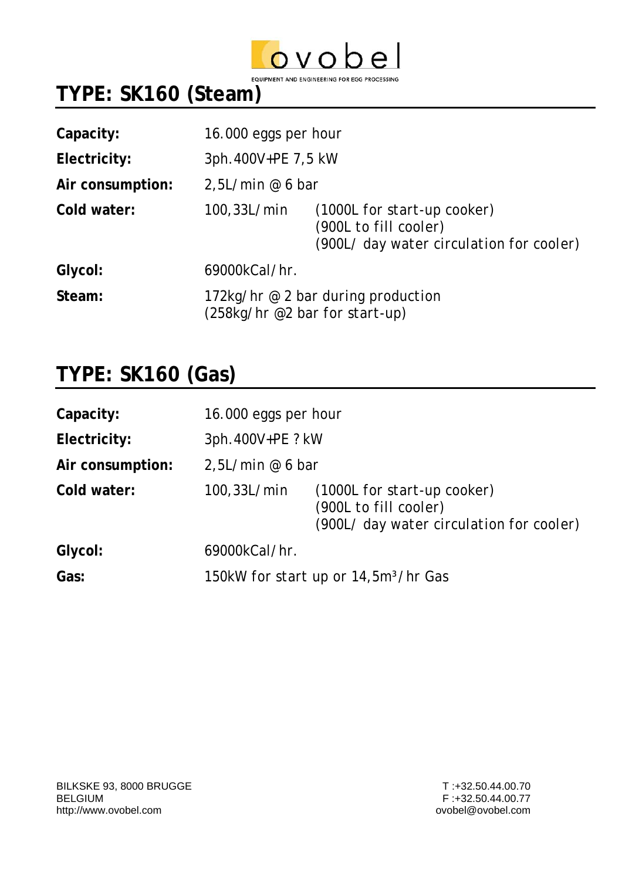# TYPE: SK160 (Steam)

| | | |
|---|---|---|
| **Capacity:** | 16.000 eggs per hour | |
| **Electricity:** | 3ph.400V+PE 7,5 kW | |
| **Air consumption:** | 2,5L/min @ 6 bar | |
| **Cold water:** | 100,33L/min | (1000L for start-up cooker)<br>(900L to fill cooler)<br>(900L/ day water circulation for cooler) |
| **Glycol:** | 69000kCal/hr. | |
| **Steam:** | 172kg/hr @ 2 bar during production<br>(258kg/hr @2 bar for start-up) | |

# TYPE: SK160 (Gas)

| | | |
|---|---|---|
| **Capacity:** | 16.000 eggs per hour | |
| **Electricity:** | 3ph.400V+PE ? kW | |
| **Air consumption:** | 2,5L/min @ 6 bar | |
| **Cold water:** | 100,33L/min | (1000L for start-up cooker)<br>(900L to fill cooler)<br>(900L/ day water circulation for cooler) |
| **Glycol:** | 69000kCal/hr. | |
| **Gas:** | 150kW for start up or 14,5m³/hr Gas | |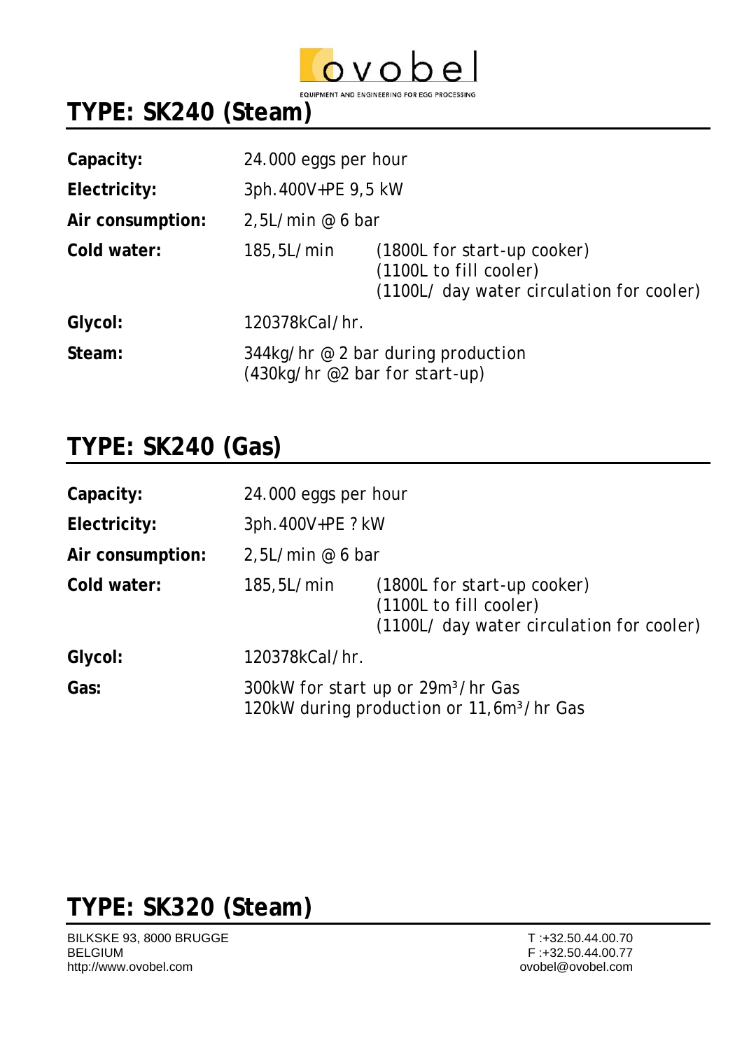## TYPE: SK240 (Steam)

| | | |
|---|---|---|
| **Capacity:** | 24.000 eggs per hour | |
| **Electricity:** | 3ph.400V+PE 9,5 kW | |
| **Air consumption:** | 2,5L/min @ 6 bar | |
| **Cold water:** | 185,5L/min | (1800L for start-up cooker)<br>(1100L to fill cooler)<br>(1100L/ day water circulation for cooler) |
| **Glycol:** | 120378kCal/hr. | |
| **Steam:** | 344kg/hr @ 2 bar during production<br>(430kg/hr @2 bar for start-up) | |

## TYPE: SK240 (Gas)

| | | |
|---|---|---|
| **Capacity:** | 24.000 eggs per hour | |
| **Electricity:** | 3ph.400V+PE ? kW | |
| **Air consumption:** | 2,5L/min @ 6 bar | |
| **Cold water:** | 185,5L/min | (1800L for start-up cooker)<br>(1100L to fill cooler)<br>(1100L/ day water circulation for cooler) |
| **Glycol:** | 120378kCal/hr. | |
| **Gas:** | 300kW for start up or 29m³/hr Gas<br>120kW during production or 11,6m³/hr Gas | |

## TYPE: SK320 (Steam)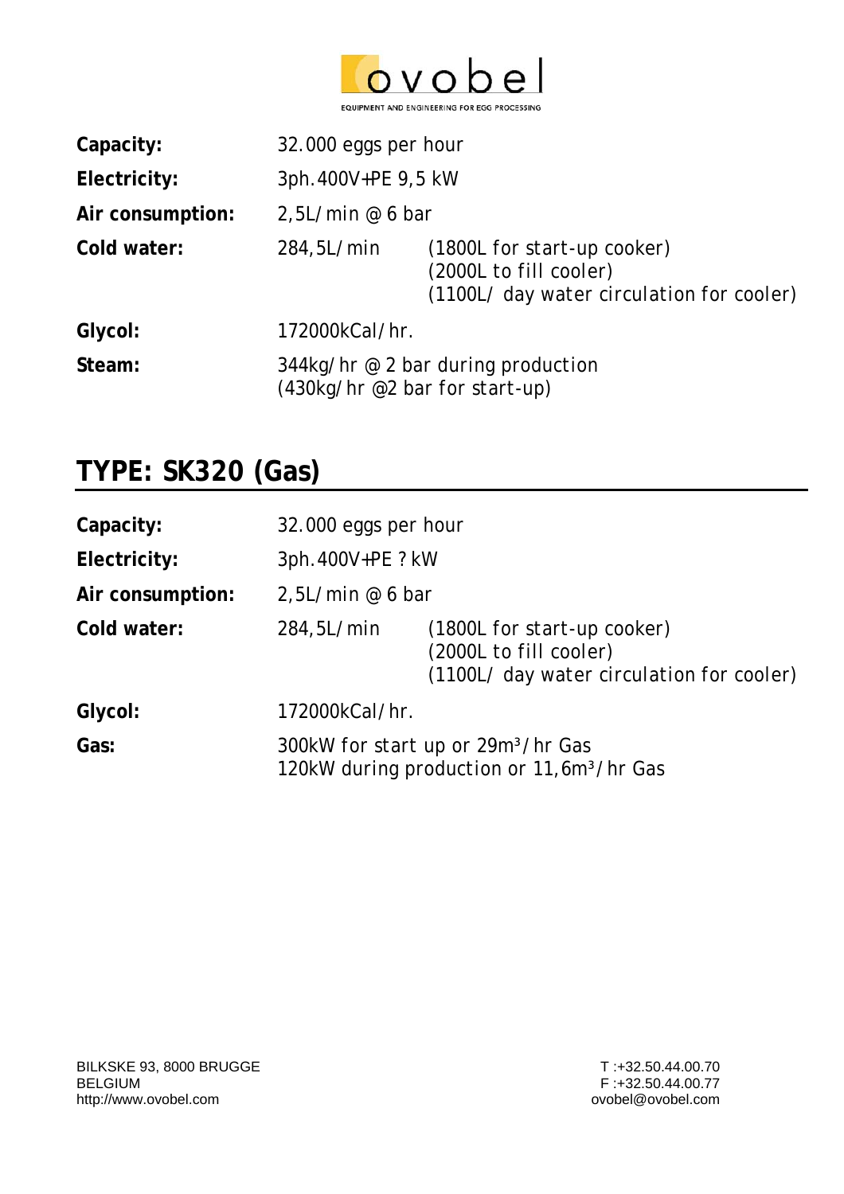ovobel

EQUIPMENT AND ENGINEERING FOR EGG PROCESSING

| | | |
|---|---|---|
| **Capacity:** | 32.000 eggs per hour | |
| **Electricity:** | 3ph.400V+PE 9,5 kW | |
| **Air consumption:** | 2,5L/min @ 6 bar | |
| **Cold water:** | 284,5L/min | (1800L for start-up cooker)<br>(2000L to fill cooler)<br>(1100L/ day water circulation for cooler) |
| **Glycol:** | 172000kCal/hr. | |
| **Steam:** | 344kg/hr @ 2 bar during production<br>(430kg/hr @2 bar for start-up) | |

## TYPE: SK320 (Gas)

| | | |
|---|---|---|
| **Capacity:** | 32.000 eggs per hour | |
| **Electricity:** | 3ph.400V+PE ? kW | |
| **Air consumption:** | 2,5L/min @ 6 bar | |
| **Cold water:** | 284,5L/min | (1800L for start-up cooker)<br>(2000L to fill cooler)<br>(1100L/ day water circulation for cooler) |
| **Glycol:** | 172000kCal/hr. | |
| **Gas:** | 300kW for start up or 29m$^3$/hr Gas<br>120kW during production or 11,6m$^3$/hr Gas | |

BILKSKE 93, 8000 BRUGGE
BELGIUM
http://www.ovobel.com

T :+32.50.44.00.70
F :+32.50.44.00.77
ovobel@ovobel.com